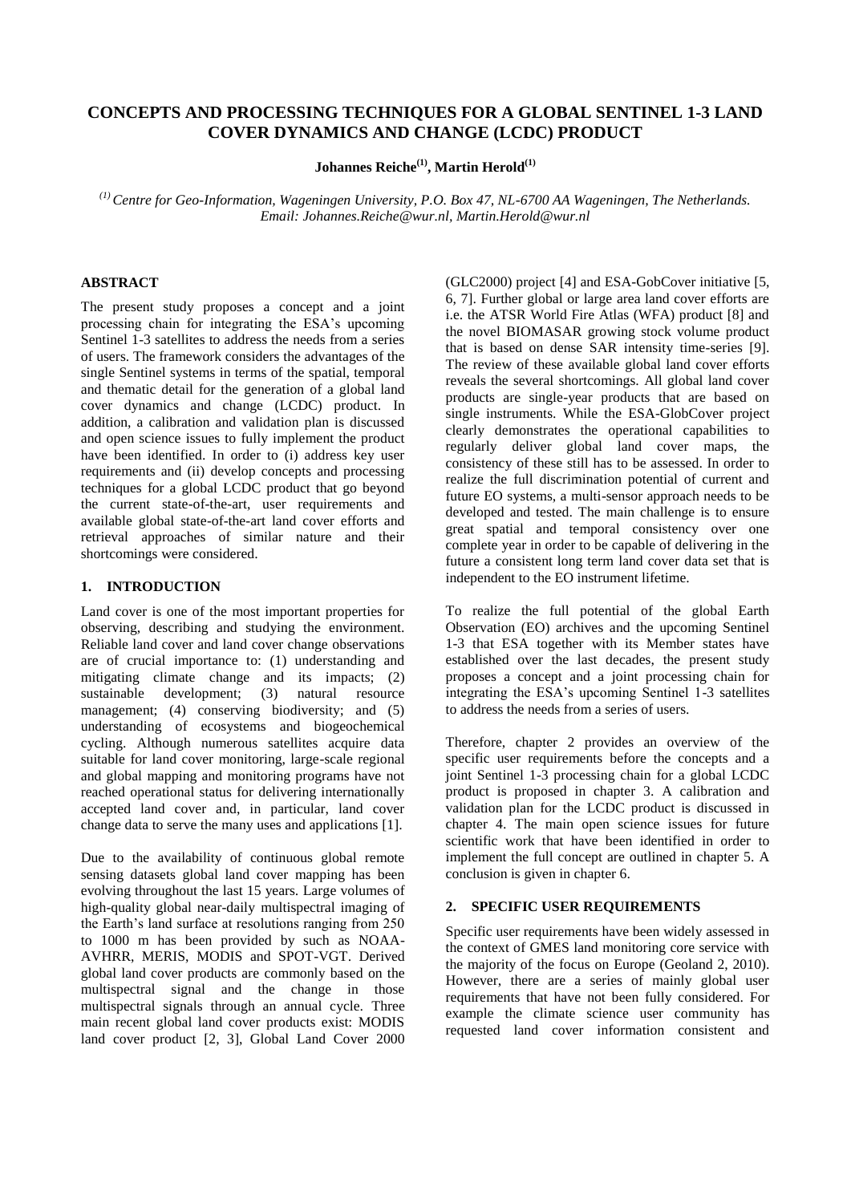# CONCEPTS AND PROCESSING TECHNIQUES FOR A GLOBAL SENTINEL 1-3 LAND COVER DYNAMICS AND CHANGE (LCDC) PRODUCT

**Johannes Reiche[(1)], Martin Herold[(1)]**

*[(1)] Centre for Geo-Information, Wageningen University, P.O. Box 47, NL-6700 AA Wageningen, The Netherlands. Email: Johannes.Reiche@wur.nl, Martin.Herold@wur.nl*

## ABSTRACT

The present study proposes a concept and a joint processing chain for integrating the ESA's upcoming Sentinel 1-3 satellites to address the needs from a series of users. The framework considers the advantages of the single Sentinel systems in terms of the spatial, temporal and thematic detail for the generation of a global land cover dynamics and change (LCDC) product. In addition, a calibration and validation plan is discussed and open science issues to fully implement the product have been identified. In order to (i) address key user requirements and (ii) develop concepts and processing techniques for a global LCDC product that go beyond the current state-of-the-art, user requirements and available global state-of-the-art land cover efforts and retrieval approaches of similar nature and their shortcomings were considered.

## 1. INTRODUCTION

Land cover is one of the most important properties for observing, describing and studying the environment. Reliable land cover and land cover change observations are of crucial importance to: (1) understanding and mitigating climate change and its impacts; (2) sustainable development; (3) natural resource management; (4) conserving biodiversity; and (5) understanding of ecosystems and biogeochemical cycling. Although numerous satellites acquire data suitable for land cover monitoring, large-scale regional and global mapping and monitoring programs have not reached operational status for delivering internationally accepted land cover and, in particular, land cover change data to serve the many uses and applications [1].

Due to the availability of continuous global remote sensing datasets global land cover mapping has been evolving throughout the last 15 years. Large volumes of high-quality global near-daily multispectral imaging of the Earth's land surface at resolutions ranging from 250 to 1000 m has been provided by such as NOAA-AVHRR, MERIS, MODIS and SPOT-VGT. Derived global land cover products are commonly based on the multispectral signal and the change in those multispectral signals through an annual cycle. Three main recent global land cover products exist: MODIS land cover product [2, 3], Global Land Cover 2000 (GLC2000) project [4] and ESA-GobCover initiative [5, 6, 7]. Further global or large area land cover efforts are i.e. the ATSR World Fire Atlas (WFA) product [8] and the novel BIOMASAR growing stock volume product that is based on dense SAR intensity time-series [9]. The review of these available global land cover efforts reveals the several shortcomings. All global land cover products are single-year products that are based on single instruments. While the ESA-GlobCover project clearly demonstrates the operational capabilities to regularly deliver global land cover maps, the consistency of these still has to be assessed. In order to realize the full discrimination potential of current and future EO systems, a multi-sensor approach needs to be developed and tested. The main challenge is to ensure great spatial and temporal consistency over one complete year in order to be capable of delivering in the future a consistent long term land cover data set that is independent to the EO instrument lifetime.

To realize the full potential of the global Earth Observation (EO) archives and the upcoming Sentinel 1-3 that ESA together with its Member states have established over the last decades, the present study proposes a concept and a joint processing chain for integrating the ESA's upcoming Sentinel 1-3 satellites to address the needs from a series of users.

Therefore, chapter 2 provides an overview of the specific user requirements before the concepts and a joint Sentinel 1-3 processing chain for a global LCDC product is proposed in chapter 3. A calibration and validation plan for the LCDC product is discussed in chapter 4. The main open science issues for future scientific work that have been identified in order to implement the full concept are outlined in chapter 5. A conclusion is given in chapter 6.

## 2. SPECIFIC USER REQUIREMENTS

Specific user requirements have been widely assessed in the context of GMES land monitoring core service with the majority of the focus on Europe (Geoland 2, 2010). However, there are a series of mainly global user requirements that have not been fully considered. For example the climate science user community has requested land cover information consistent and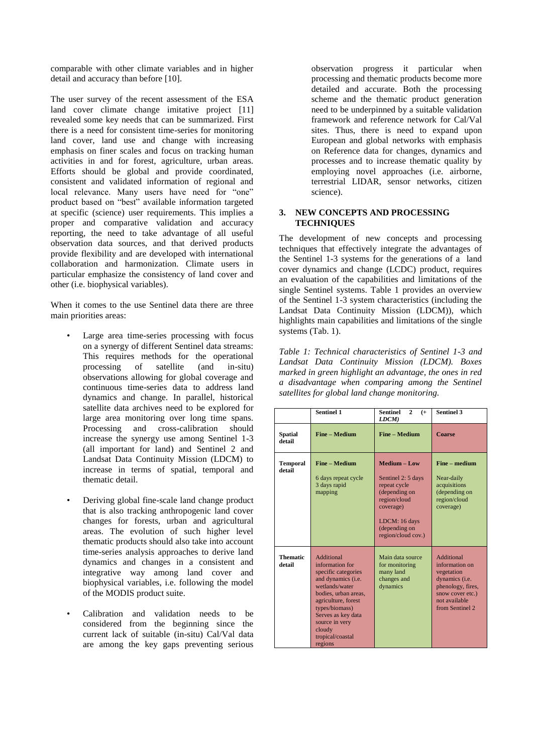comparable with other climate variables and in higher detail and accuracy than before [10].

The user survey of the recent assessment of the ESA land cover climate change imitative project [11] revealed some key needs that can be summarized. First there is a need for consistent time-series for monitoring land cover, land use and change with increasing emphasis on finer scales and focus on tracking human activities in and for forest, agriculture, urban areas. Efforts should be global and provide coordinated, consistent and validated information of regional and local relevance. Many users have need for "one" product based on "best" available information targeted at specific (science) user requirements. This implies a proper and comparative validation and accuracy reporting, the need to take advantage of all useful observation data sources, and that derived products provide flexibility and are developed with international collaboration and harmonization. Climate users in particular emphasize the consistency of land cover and other (i.e. biophysical variables).

When it comes to the use Sentinel data there are three main priorities areas:

- Large area time-series processing with focus on a synergy of different Sentinel data streams: This requires methods for the operational processing of satellite (and in-situ) observations allowing for global coverage and continuous time-series data to address land dynamics and change. In parallel, historical satellite data archives need to be explored for large area monitoring over long time spans. Processing and cross-calibration should increase the synergy use among Sentinel 1-3 (all important for land) and Sentinel 2 and Landsat Data Continuity Mission (LDCM) to increase in terms of spatial, temporal and thematic detail.
- Deriving global fine-scale land change product that is also tracking anthropogenic land cover changes for forests, urban and agricultural areas. The evolution of such higher level thematic products should also take into account time-series analysis approaches to derive land dynamics and changes in a consistent and integrative way among land cover and biophysical variables, i.e. following the model of the MODIS product suite.
- Calibration and validation needs to be considered from the beginning since the current lack of suitable (in-situ) Cal/Val data are among the key gaps preventing serious observation progress it particular when processing and thematic products become more detailed and accurate. Both the processing scheme and the thematic product generation need to be underpinned by a suitable validation framework and reference network for Cal/Val sites. Thus, there is need to expand upon European and global networks with emphasis on Reference data for changes, dynamics and processes and to increase thematic quality by employing novel approaches (i.e. airborne, terrestrial LIDAR, sensor networks, citizen science).

## 3. NEW CONCEPTS AND PROCESSING TECHNIQUES

The development of new concepts and processing techniques that effectively integrate the advantages of the Sentinel 1-3 systems for the generations of a land cover dynamics and change (LCDC) product, requires an evaluation of the capabilities and limitations of the single Sentinel systems. Table 1 provides an overview of the Sentinel 1-3 system characteristics (including the Landsat Data Continuity Mission (LDCM)), which highlights main capabilities and limitations of the single systems (Tab. 1).

*Table 1: Technical characteristics of Sentinel 1-3 and Landsat Data Continuity Mission (LDCM). Boxes marked in green highlight an advantage, the ones in red a disadvantage when comparing among the Sentinel satellites for global land change monitoring.*

| | **Sentinel 1** | **Sentinel 2 (+ *LDCM)*** | **Sentinel 3** |
|---|---|---|---|
| **Spatial detail** | **Fine – Medium** | **Fine – Medium** | **Coarse** |
| **Temporal detail** | **Fine – Medium**<br><br>6 days repeat cycle<br>3 days rapid mapping | **Medium – Low**<br><br>Sentinel 2: 5 days repeat cycle (depending on region/cloud coverage)<br><br>LDCM: 16 days (depending on region/cloud cov.) | **Fine – medium**<br><br>Near-daily acquisitions (depending on region/cloud coverage) |
| **Thematic detail** | Additional information for specific categories and dynamics (i.e. wetlands/water bodies, urban areas, agriculture, forest types/biomass) Serves as key data source in very cloudy tropical/coastal regions | Main data source for monitoring many land changes and dynamics | Additional information on vegetation dynamics (i.e. phenology, fires, snow cover etc.) not available from Sentinel 2 |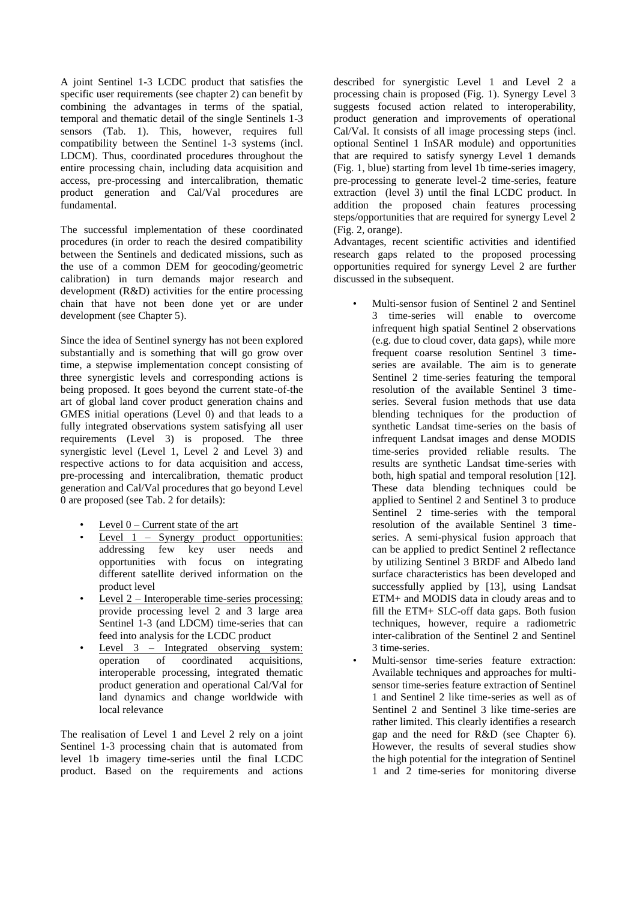A joint Sentinel 1-3 LCDC product that satisfies the specific user requirements (see chapter 2) can benefit by combining the advantages in terms of the spatial, temporal and thematic detail of the single Sentinels 1-3 sensors (Tab. 1). This, however, requires full compatibility between the Sentinel 1-3 systems (incl. LDCM). Thus, coordinated procedures throughout the entire processing chain, including data acquisition and access, pre-processing and intercalibration, thematic product generation and Cal/Val procedures are fundamental.

The successful implementation of these coordinated procedures (in order to reach the desired compatibility between the Sentinels and dedicated missions, such as the use of a common DEM for geocoding/geometric calibration) in turn demands major research and development (R&D) activities for the entire processing chain that have not been done yet or are under development (see Chapter 5).

Since the idea of Sentinel synergy has not been explored substantially and is something that will go grow over time, a stepwise implementation concept consisting of three synergistic levels and corresponding actions is being proposed. It goes beyond the current state-of-the art of global land cover product generation chains and GMES initial operations (Level 0) and that leads to a fully integrated observations system satisfying all user requirements (Level 3) is proposed. The three synergistic level (Level 1, Level 2 and Level 3) and respective actions to for data acquisition and access, pre-processing and intercalibration, thematic product generation and Cal/Val procedures that go beyond Level 0 are proposed (see Tab. 2 for details):

- Level 0 – Current state of the art
- Level 1 – Synergy product opportunities: addressing few key user needs and opportunities with focus on integrating different satellite derived information on the product level
- Level 2 – Interoperable time-series processing: provide processing level 2 and 3 large area Sentinel 1-3 (and LDCM) time-series that can feed into analysis for the LCDC product
- Level 3 – Integrated observing system: operation of coordinated acquisitions, interoperable processing, integrated thematic product generation and operational Cal/Val for land dynamics and change worldwide with local relevance

The realisation of Level 1 and Level 2 rely on a joint Sentinel 1-3 processing chain that is automated from level 1b imagery time-series until the final LCDC product. Based on the requirements and actions described for synergistic Level 1 and Level 2 a processing chain is proposed (Fig. 1). Synergy Level 3 suggests focused action related to interoperability, product generation and improvements of operational Cal/Val. It consists of all image processing steps (incl. optional Sentinel 1 InSAR module) and opportunities that are required to satisfy synergy Level 1 demands (Fig. 1, blue) starting from level 1b time-series imagery, pre-processing to generate level-2 time-series, feature extraction (level 3) until the final LCDC product. In addition the proposed chain features processing steps/opportunities that are required for synergy Level 2 (Fig. 2, orange).

Advantages, recent scientific activities and identified research gaps related to the proposed processing opportunities required for synergy Level 2 are further discussed in the subsequent.

- Multi-sensor fusion of Sentinel 2 and Sentinel 3 time-series will enable to overcome infrequent high spatial Sentinel 2 observations (e.g. due to cloud cover, data gaps), while more frequent coarse resolution Sentinel 3 time-series are available. The aim is to generate Sentinel 2 time-series featuring the temporal resolution of the available Sentinel 3 time-series. Several fusion methods that use data blending techniques for the production of synthetic Landsat time-series on the basis of infrequent Landsat images and dense MODIS time-series provided reliable results. The results are synthetic Landsat time-series with both, high spatial and temporal resolution [12]. These data blending techniques could be applied to Sentinel 2 and Sentinel 3 to produce Sentinel 2 time-series with the temporal resolution of the available Sentinel 3 time-series. A semi-physical fusion approach that can be applied to predict Sentinel 2 reflectance by utilizing Sentinel 3 BRDF and Albedo land surface characteristics has been developed and successfully applied by [13], using Landsat ETM+ and MODIS data in cloudy areas and to fill the ETM+ SLC-off data gaps. Both fusion techniques, however, require a radiometric inter-calibration of the Sentinel 2 and Sentinel 3 time-series.
- Multi-sensor time-series feature extraction: Available techniques and approaches for multi-sensor time-series feature extraction of Sentinel 1 and Sentinel 2 like time-series as well as of Sentinel 2 and Sentinel 3 like time-series are rather limited. This clearly identifies a research gap and the need for R&D (see Chapter 6). However, the results of several studies show the high potential for the integration of Sentinel 1 and 2 time-series for monitoring diverse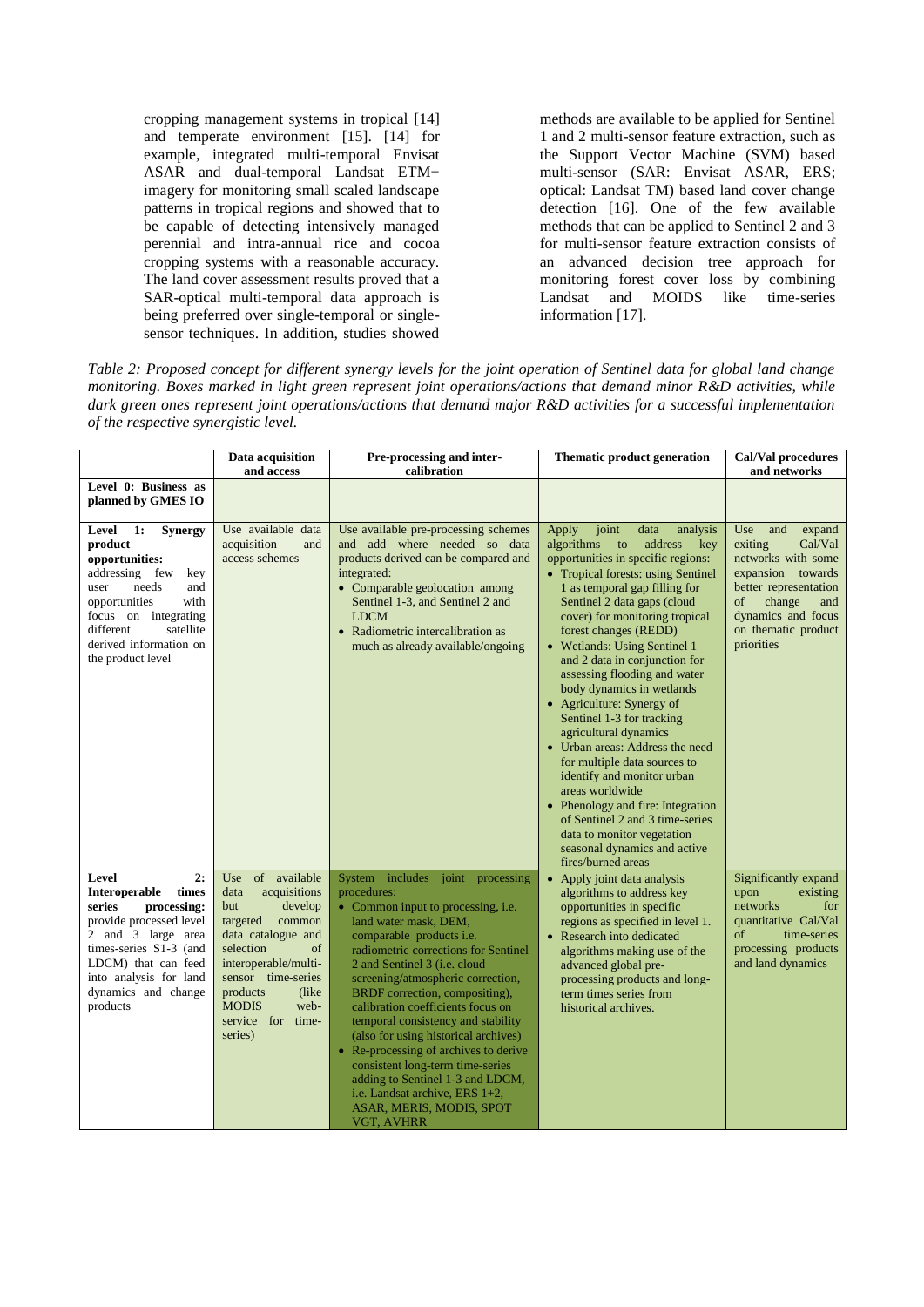cropping management systems in tropical [14] and temperate environment [15]. [14] for example, integrated multi-temporal Envisat ASAR and dual-temporal Landsat ETM+ imagery for monitoring small scaled landscape patterns in tropical regions and showed that to be capable of detecting intensively managed perennial and intra-annual rice and cocoa cropping systems with a reasonable accuracy. The land cover assessment results proved that a SAR-optical multi-temporal data approach is being preferred over single-temporal or single-sensor techniques. In addition, studies showed methods are available to be applied for Sentinel 1 and 2 multi-sensor feature extraction, such as the Support Vector Machine (SVM) based multi-sensor (SAR: Envisat ASAR, ERS; optical: Landsat TM) based land cover change detection [16]. One of the few available methods that can be applied to Sentinel 2 and 3 for multi-sensor feature extraction consists of an advanced decision tree approach for monitoring forest cover loss by combining Landsat and MOIDS like time-series information [17].

*Table 2: Proposed concept for different synergy levels for the joint operation of Sentinel data for global land change monitoring. Boxes marked in light green represent joint operations/actions that demand minor R&D activities, while dark green ones represent joint operations/actions that demand major R&D activities for a successful implementation of the respective synergistic level.*

| | Data acquisition and access | Pre-processing and inter-calibration | Thematic product generation | Cal/Val procedures and networks |
|---|---|---|---|---|
| **Level 0: Business as planned by GMES IO** | | | | |
| **Level 1: Synergy product opportunities:** addressing few key user needs and opportunities with focus on integrating different satellite derived information on the product level | Use available data acquisition and access schemes | Use available pre-processing schemes and add where needed so data products derived can be compared and integrated:<br>• Comparable geolocation among Sentinel 1-3, and Sentinel 2 and LDCM<br>• Radiometric intercalibration as much as already available/ongoing | Apply joint data analysis algorithms to address key opportunities in specific regions:<br>• Tropical forests: using Sentinel 1 as temporal gap filling for Sentinel 2 data gaps (cloud cover) for monitoring tropical forest changes (REDD)<br>• Wetlands: Using Sentinel 1 and 2 data in conjunction for assessing flooding and water body dynamics in wetlands<br>• Agriculture: Synergy of Sentinel 1-3 for tracking agricultural dynamics<br>• Urban areas: Address the need for multiple data sources to identify and monitor urban areas worldwide<br>• Phenology and fire: Integration of Sentinel 2 and 3 time-series data to monitor vegetation seasonal dynamics and active fires/burned areas | Use and expand exiting Cal/Val networks with some expansion towards better representation of change and dynamics and focus on thematic product priorities |
| **Level 2: Interoperable times series processing:** provide processed level 2 and 3 large area times-series S1-3 (and LDCM) that can feed into analysis for land dynamics and change products | Use of available data acquisitions but develop targeted common data catalogue and selection of interoperable/multi-sensor time-series products (like MODIS web-service for time-series) | System includes joint processing procedures:<br>• Common input to processing, i.e. land water mask, DEM, comparable products i.e. radiometric corrections for Sentinel 2 and Sentinel 3 (i.e. cloud screening/atmospheric correction, BRDF correction, compositing), calibration coefficients focus on temporal consistency and stability (also for using historical archives)<br>• Re-processing of archives to derive consistent long-term time-series adding to Sentinel 1-3 and LDCM, i.e. Landsat archive, ERS 1+2, ASAR, MERIS, MODIS, SPOT VGT, AVHRR | • Apply joint data analysis algorithms to address key opportunities in specific regions as specified in level 1.<br>• Research into dedicated algorithms making use of the advanced global pre-processing products and long-term times series from historical archives. | Significantly expand upon existing networks for quantitative Cal/Val of time-series processing products and land dynamics |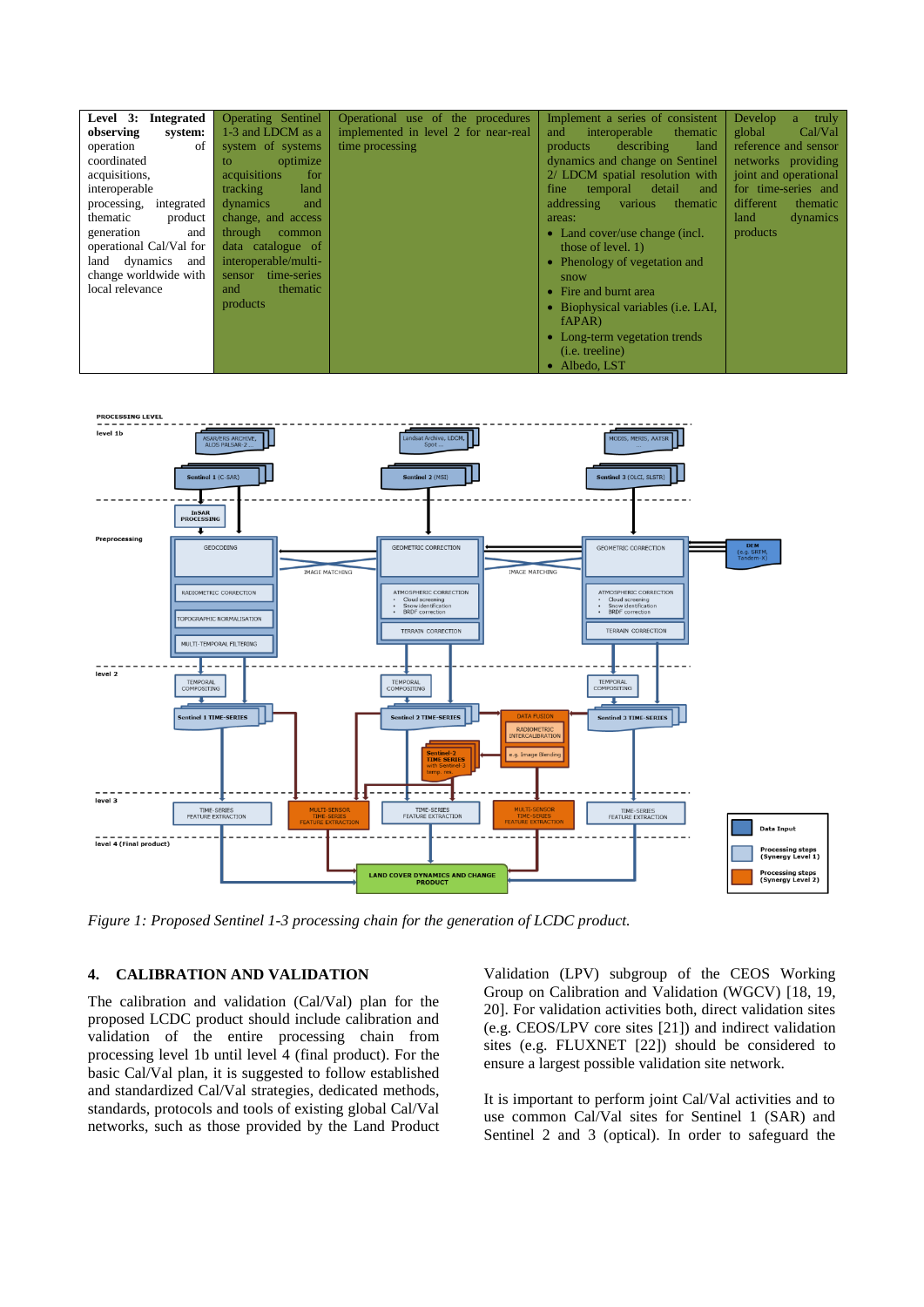| **Level 3: Integrated observing system:** operation of coordinated acquisitions, interoperable processing, integrated thematic product generation and operational Cal/Val for land dynamics and change worldwide with local relevance | Operating Sentinel 1-3 and LDCM as a system of systems to optimize acquisitions for tracking land dynamics and change, and access through common data catalogue of interoperable/multi-sensor time-series and thematic products | Operational use of the procedures implemented in level 2 for near-real time processing | Implement a series of consistent and interoperable thematic products describing land dynamics and change on Sentinel 2/ LDCM spatial resolution with fine temporal detail and addressing various thematic areas: <br>• Land cover/use change (incl. those of level. 1) <br>• Phenology of vegetation and snow <br>• Fire and burnt area <br>• Biophysical variables (i.e. LAI, fAPAR) <br>• Long-term vegetation trends (i.e. treeline) <br>• Albedo, LST | Develop a truly global Cal/Val reference and sensor networks providing joint and operational for time-series and different thematic land dynamics products |
|---|---|---|---|---|

*Figure 1: Proposed Sentinel 1-3 processing chain for the generation of LCDC product.*

## 4. CALIBRATION AND VALIDATION

The calibration and validation (Cal/Val) plan for the proposed LCDC product should include calibration and validation of the entire processing chain from processing level 1b until level 4 (final product). For the basic Cal/Val plan, it is suggested to follow established and standardized Cal/Val strategies, dedicated methods, standards, protocols and tools of existing global Cal/Val networks, such as those provided by the Land Product Validation (LPV) subgroup of the CEOS Working Group on Calibration and Validation (WGCV) [18, 19, 20]. For validation activities both, direct validation sites (e.g. CEOS/LPV core sites [21]) and indirect validation sites (e.g. FLUXNET [22]) should be considered to ensure a largest possible validation site network.

It is important to perform joint Cal/Val activities and to use common Cal/Val sites for Sentinel 1 (SAR) and Sentinel 2 and 3 (optical). In order to safeguard the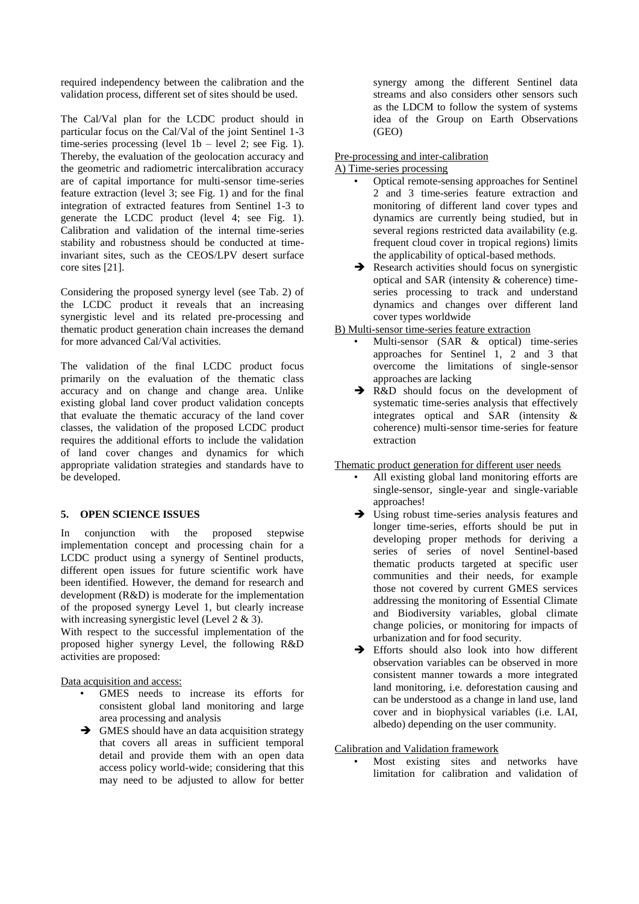required independency between the calibration and the validation process, different set of sites should be used.

The Cal/Val plan for the LCDC product should in particular focus on the Cal/Val of the joint Sentinel 1-3 time-series processing (level 1b – level 2; see Fig. 1). Thereby, the evaluation of the geolocation accuracy and the geometric and radiometric intercalibration accuracy are of capital importance for multi-sensor time-series feature extraction (level 3; see Fig. 1) and for the final integration of extracted features from Sentinel 1-3 to generate the LCDC product (level 4; see Fig. 1). Calibration and validation of the internal time-series stability and robustness should be conducted at time-invariant sites, such as the CEOS/LPV desert surface core sites [21].

Considering the proposed synergy level (see Tab. 2) of the LCDC product it reveals that an increasing synergistic level and its related pre-processing and thematic product generation chain increases the demand for more advanced Cal/Val activities.

The validation of the final LCDC product focus primarily on the evaluation of the thematic class accuracy and on change and change area. Unlike existing global land cover product validation concepts that evaluate the thematic accuracy of the land cover classes, the validation of the proposed LCDC product requires the additional efforts to include the validation of land cover changes and dynamics for which appropriate validation strategies and standards have to be developed.

## 5. OPEN SCIENCE ISSUES

In conjunction with the proposed stepwise implementation concept and processing chain for a LCDC product using a synergy of Sentinel products, different open issues for future scientific work have been identified. However, the demand for research and development (R&D) is moderate for the implementation of the proposed synergy Level 1, but clearly increase with increasing synergistic level (Level 2 & 3).

With respect to the successful implementation of the proposed higher synergy Level, the following R&D activities are proposed:

<u>Data acquisition and access:</u>

- GMES needs to increase its efforts for consistent global land monitoring and large area processing and analysis
- ➔ GMES should have an data acquisition strategy that covers all areas in sufficient temporal detail and provide them with an open data access policy world-wide; considering that this may need to be adjusted to allow for better synergy among the different Sentinel data streams and also considers other sensors such as the LDCM to follow the system of systems idea of the Group on Earth Observations (GEO)

<u>Pre-processing and inter-calibration</u>

<u>A) Time-series processing</u>

- Optical remote-sensing approaches for Sentinel 2 and 3 time-series feature extraction and monitoring of different land cover types and dynamics are currently being studied, but in several regions restricted data availability (e.g. frequent cloud cover in tropical regions) limits the applicability of optical-based methods.
- ➔ Research activities should focus on synergistic optical and SAR (intensity & coherence) time-series processing to track and understand dynamics and changes over different land cover types worldwide

<u>B) Multi-sensor time-series feature extraction</u>

- Multi-sensor (SAR & optical) time-series approaches for Sentinel 1, 2 and 3 that overcome the limitations of single-sensor approaches are lacking
- ➔ R&D should focus on the development of systematic time-series analysis that effectively integrates optical and SAR (intensity & coherence) multi-sensor time-series for feature extraction

<u>Thematic product generation for different user needs</u>

- All existing global land monitoring efforts are single-sensor, single-year and single-variable approaches!
- ➔ Using robust time-series analysis features and longer time-series, efforts should be put in developing proper methods for deriving a series of series of novel Sentinel-based thematic products targeted at specific user communities and their needs, for example those not covered by current GMES services addressing the monitoring of Essential Climate and Biodiversity variables, global climate change policies, or monitoring for impacts of urbanization and for food security.
- ➔ Efforts should also look into how different observation variables can be observed in more consistent manner towards a more integrated land monitoring, i.e. deforestation causing and can be understood as a change in land use, land cover and in biophysical variables (i.e. LAI, albedo) depending on the user community.

<u>Calibration and Validation framework</u>

- Most existing sites and networks have limitation for calibration and validation of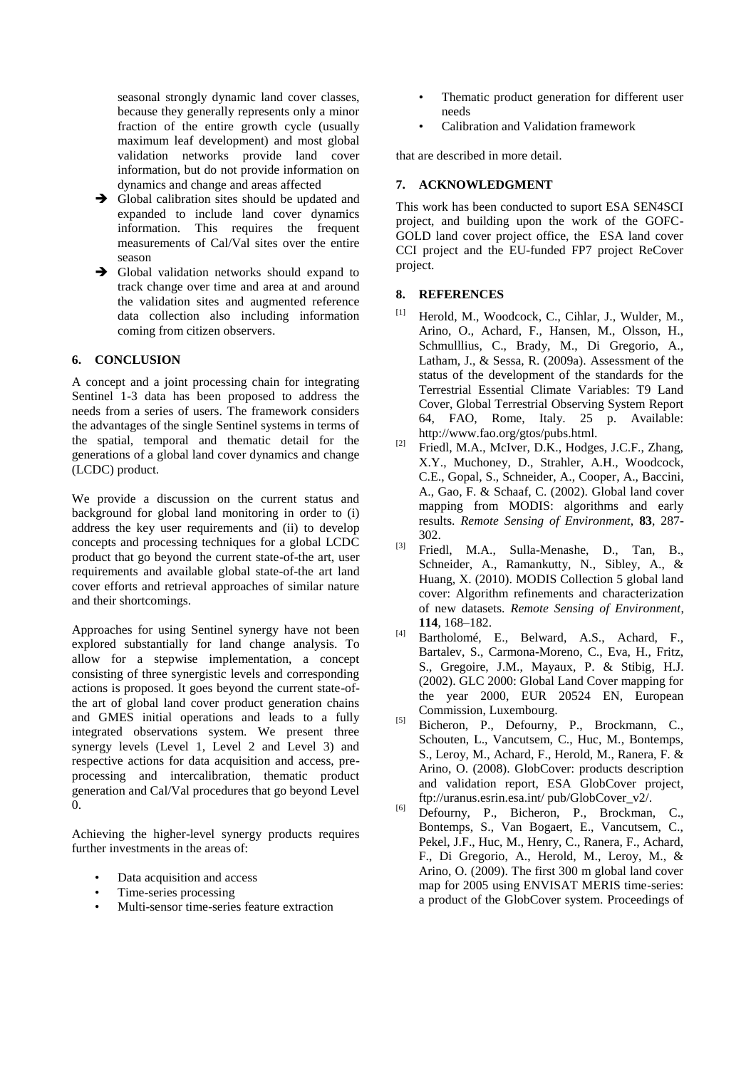seasonal strongly dynamic land cover classes, because they generally represents only a minor fraction of the entire growth cycle (usually maximum leaf development) and most global validation networks provide land cover information, but do not provide information on dynamics and change and areas affected

- ➔ Global calibration sites should be updated and expanded to include land cover dynamics information. This requires the frequent measurements of Cal/Val sites over the entire season
- ➔ Global validation networks should expand to track change over time and area at and around the validation sites and augmented reference data collection also including information coming from citizen observers.

## 6. CONCLUSION

A concept and a joint processing chain for integrating Sentinel 1-3 data has been proposed to address the needs from a series of users. The framework considers the advantages of the single Sentinel systems in terms of the spatial, temporal and thematic detail for the generations of a global land cover dynamics and change (LCDC) product.

We provide a discussion on the current status and background for global land monitoring in order to (i) address the key user requirements and (ii) to develop concepts and processing techniques for a global LCDC product that go beyond the current state-of-the art, user requirements and available global state-of-the art land cover efforts and retrieval approaches of similar nature and their shortcomings.

Approaches for using Sentinel synergy have not been explored substantially for land change analysis. To allow for a stepwise implementation, a concept consisting of three synergistic levels and corresponding actions is proposed. It goes beyond the current state-of-the art of global land cover product generation chains and GMES initial operations and leads to a fully integrated observations system. We present three synergy levels (Level 1, Level 2 and Level 3) and respective actions for data acquisition and access, pre-processing and intercalibration, thematic product generation and Cal/Val procedures that go beyond Level 0.

Achieving the higher-level synergy products requires further investments in the areas of:

- Data acquisition and access
- Time-series processing
- Multi-sensor time-series feature extraction
- Thematic product generation for different user needs
- Calibration and Validation framework

that are described in more detail.

## 7. ACKNOWLEDGMENT

This work has been conducted to suport ESA SEN4SCI project, and building upon the work of the GOFC-GOLD land cover project office, the ESA land cover CCI project and the EU-funded FP7 project ReCover project.

## 8. REFERENCES

[1] Herold, M., Woodcock, C., Cihlar, J., Wulder, M., Arino, O., Achard, F., Hansen, M., Olsson, H., Schmulllius, C., Brady, M., Di Gregorio, A., Latham, J., & Sessa, R. (2009a). Assessment of the status of the development of the standards for the Terrestrial Essential Climate Variables: T9 Land Cover, Global Terrestrial Observing System Report 64, FAO, Rome, Italy. 25 p. Available: http://www.fao.org/gtos/pubs.html.

[2] Friedl, M.A., McIver, D.K., Hodges, J.C.F., Zhang, X.Y., Muchoney, D., Strahler, A.H., Woodcock, C.E., Gopal, S., Schneider, A., Cooper, A., Baccini, A., Gao, F. & Schaaf, C. (2002). Global land cover mapping from MODIS: algorithms and early results. *Remote Sensing of Environment*, **83**, 287-302.

[3] Friedl, M.A., Sulla-Menashe, D., Tan, B., Schneider, A., Ramankutty, N., Sibley, A., & Huang, X. (2010). MODIS Collection 5 global land cover: Algorithm refinements and characterization of new datasets. *Remote Sensing of Environment*, **114**, 168–182.

[4] Bartholomé, E., Belward, A.S., Achard, F., Bartalev, S., Carmona-Moreno, C., Eva, H., Fritz, S., Gregoire, J.M., Mayaux, P. & Stibig, H.J. (2002). GLC 2000: Global Land Cover mapping for the year 2000, EUR 20524 EN, European Commission, Luxembourg.

[5] Bicheron, P., Defourny, P., Brockmann, C., Schouten, L., Vancutsem, C., Huc, M., Bontemps, S., Leroy, M., Achard, F., Herold, M., Ranera, F. & Arino, O. (2008). GlobCover: products description and validation report, ESA GlobCover project, ftp://uranus.esrin.esa.int/ pub/GlobCover_v2/.

[6] Defourny, P., Bicheron, P., Brockman, C., Bontemps, S., Van Bogaert, E., Vancutsem, C., Pekel, J.F., Huc, M., Henry, C., Ranera, F., Achard, F., Di Gregorio, A., Herold, M., Leroy, M., & Arino, O. (2009). The first 300 m global land cover map for 2005 using ENVISAT MERIS time-series: a product of the GlobCover system. Proceedings of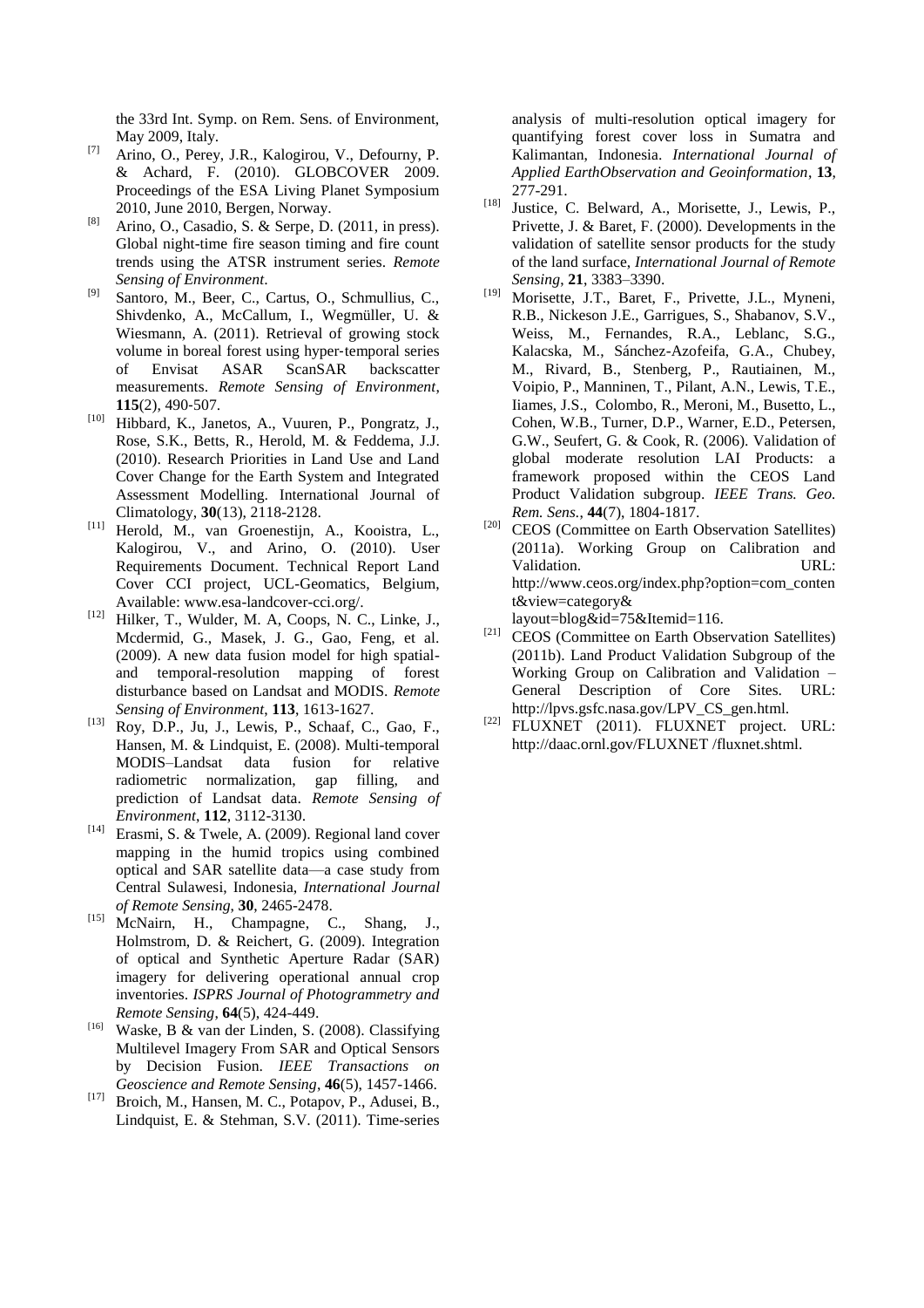the 33rd Int. Symp. on Rem. Sens. of Environment, May 2009, Italy.

[7] Arino, O., Perey, J.R., Kalogirou, V., Defourny, P. & Achard, F. (2010). GLOBCOVER 2009. Proceedings of the ESA Living Planet Symposium 2010, June 2010, Bergen, Norway.

[8] Arino, O., Casadio, S. & Serpe, D. (2011, in press). Global night-time fire season timing and fire count trends using the ATSR instrument series. *Remote Sensing of Environment*.

[9] Santoro, M., Beer, C., Cartus, O., Schmullius, C., Shivdenko, A., McCallum, I., Wegmüller, U. & Wiesmann, A. (2011). Retrieval of growing stock volume in boreal forest using hyper-temporal series of Envisat ASAR ScanSAR backscatter measurements. *Remote Sensing of Environment*, **115**(2), 490-507.

[10] Hibbard, K., Janetos, A., Vuuren, P., Pongratz, J., Rose, S.K., Betts, R., Herold, M. & Feddema, J.J. (2010). Research Priorities in Land Use and Land Cover Change for the Earth System and Integrated Assessment Modelling. International Journal of Climatology, **30**(13), 2118-2128.

[11] Herold, M., van Groenestijn, A., Kooistra, L., Kalogirou, V., and Arino, O. (2010). User Requirements Document. Technical Report Land Cover CCI project, UCL-Geomatics, Belgium, Available: www.esa-landcover-cci.org/.

[12] Hilker, T., Wulder, M. A, Coops, N. C., Linke, J., Mcdermid, G., Masek, J. G., Gao, Feng, et al. (2009). A new data fusion model for high spatial- and temporal-resolution mapping of forest disturbance based on Landsat and MODIS. *Remote Sensing of Environment*, **113**, 1613-1627.

[13] Roy, D.P., Ju, J., Lewis, P., Schaaf, C., Gao, F., Hansen, M. & Lindquist, E. (2008). Multi-temporal MODIS–Landsat data fusion for relative radiometric normalization, gap filling, and prediction of Landsat data. *Remote Sensing of Environment*, **112**, 3112-3130.

[14] Erasmi, S. & Twele, A. (2009). Regional land cover mapping in the humid tropics using combined optical and SAR satellite data—a case study from Central Sulawesi, Indonesia, *International Journal of Remote Sensing*, **30**, 2465-2478.

[15] McNairn, H., Champagne, C., Shang, J., Holmstrom, D. & Reichert, G. (2009). Integration of optical and Synthetic Aperture Radar (SAR) imagery for delivering operational annual crop inventories. *ISPRS Journal of Photogrammetry and Remote Sensing*, **64**(5), 424-449.

[16] Waske, B & van der Linden, S. (2008). Classifying Multilevel Imagery From SAR and Optical Sensors by Decision Fusion. *IEEE Transactions on Geoscience and Remote Sensing*, **46**(5), 1457-1466.

[17] Broich, M., Hansen, M. C., Potapov, P., Adusei, B., Lindquist, E. & Stehman, S.V. (2011). Time-series analysis of multi-resolution optical imagery for quantifying forest cover loss in Sumatra and Kalimantan, Indonesia. *International Journal of Applied EarthObservation and Geoinformation*, **13**, 277-291.

[18] Justice, C. Belward, A., Morisette, J., Lewis, P., Privette, J. & Baret, F. (2000). Developments in the validation of satellite sensor products for the study of the land surface, *International Journal of Remote Sensing*, **21**, 3383–3390.

[19] Morisette, J.T., Baret, F., Privette, J.L., Myneni, R.B., Nickeson J.E., Garrigues, S., Shabanov, S.V., Weiss, M., Fernandes, R.A., Leblanc, S.G., Kalacska, M., Sánchez-Azofeifa, G.A., Chubey, M., Rivard, B., Stenberg, P., Rautiainen, M., Voipio, P., Manninen, T., Pilant, A.N., Lewis, T.E., Iiames, J.S., Colombo, R., Meroni, M., Busetto, L., Cohen, W.B., Turner, D.P., Warner, E.D., Petersen, G.W., Seufert, G. & Cook, R. (2006). Validation of global moderate resolution LAI Products: a framework proposed within the CEOS Land Product Validation subgroup. *IEEE Trans. Geo. Rem. Sens.*, **44**(7), 1804-1817.

[20] CEOS (Committee on Earth Observation Satellites) (2011a). Working Group on Calibration and Validation. URL: http://www.ceos.org/index.php?option=com_content&view=category&layout=blog&id=75&Itemid=116.

[21] CEOS (Committee on Earth Observation Satellites) (2011b). Land Product Validation Subgroup of the Working Group on Calibration and Validation – General Description of Core Sites. URL: http://lpvs.gsfc.nasa.gov/LPV_CS_gen.html.

[22] FLUXNET (2011). FLUXNET project. URL: http://daac.ornl.gov/FLUXNET /fluxnet.shtml.